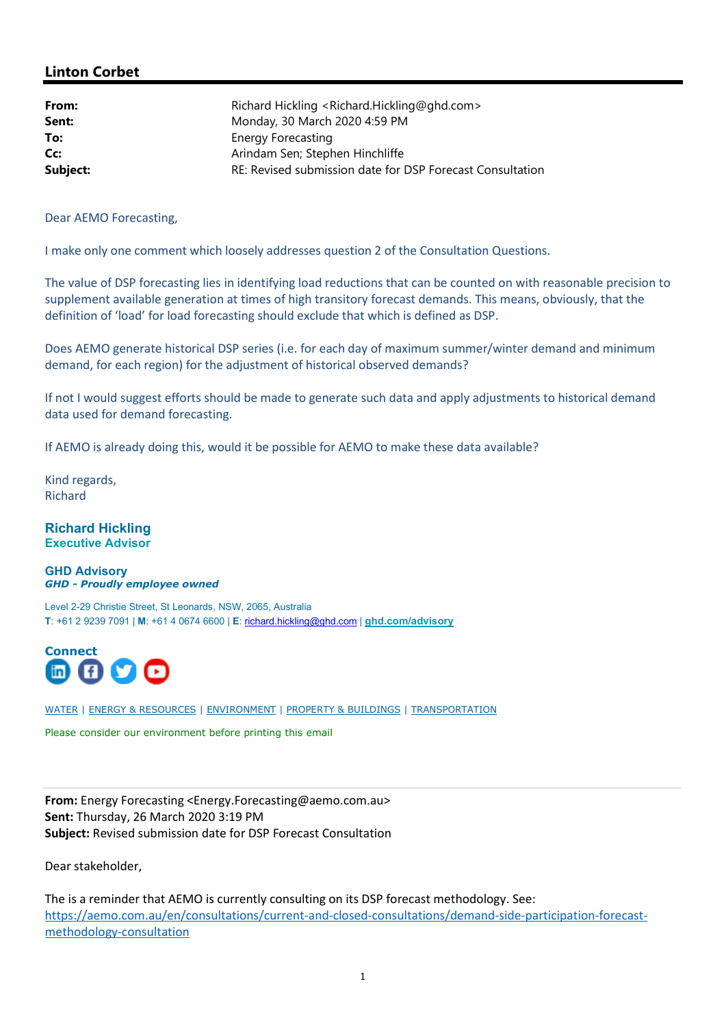## Linton Corbet

| | |
|---|---|
| **From:** | Richard Hickling <Richard.Hickling@ghd.com> |
| **Sent:** | Monday, 30 March 2020 4:59 PM |
| **To:** | Energy Forecasting |
| **Cc:** | Arindam Sen; Stephen Hinchliffe |
| **Subject:** | RE: Revised submission date for DSP Forecast Consultation |

Dear AEMO Forecasting,

I make only one comment which loosely addresses question 2 of the Consultation Questions.

The value of DSP forecasting lies in identifying load reductions that can be counted on with reasonable precision to supplement available generation at times of high transitory forecast demands. This means, obviously, that the definition of 'load' for load forecasting should exclude that which is defined as DSP.

Does AEMO generate historical DSP series (i.e. for each day of maximum summer/winter demand and minimum demand, for each region) for the adjustment of historical observed demands?

If not I would suggest efforts should be made to generate such data and apply adjustments to historical demand data used for demand forecasting.

If AEMO is already doing this, would it be possible for AEMO to make these data available?

Kind regards,
Richard

**Richard Hickling**
**Executive Advisor**

**GHD Advisory**
***GHD - Proudly employee owned***

Level 2-29 Christie Street, St Leonards, NSW, 2065, Australia
**T**: +61 2 9239 7091 | **M**: +61 4 0674 6600 | **E**: richard.hickling@ghd.com | **ghd.com/advisory**

**Connect**

WATER | ENERGY & RESOURCES | ENVIRONMENT | PROPERTY & BUILDINGS | TRANSPORTATION

Please consider our environment before printing this email

---

**From:** Energy Forecasting <Energy.Forecasting@aemo.com.au>
**Sent:** Thursday, 26 March 2020 3:19 PM
**Subject:** Revised submission date for DSP Forecast Consultation

Dear stakeholder,

The is a reminder that AEMO is currently consulting on its DSP forecast methodology. See: https://aemo.com.au/en/consultations/current-and-closed-consultations/demand-side-participation-forecast-methodology-consultation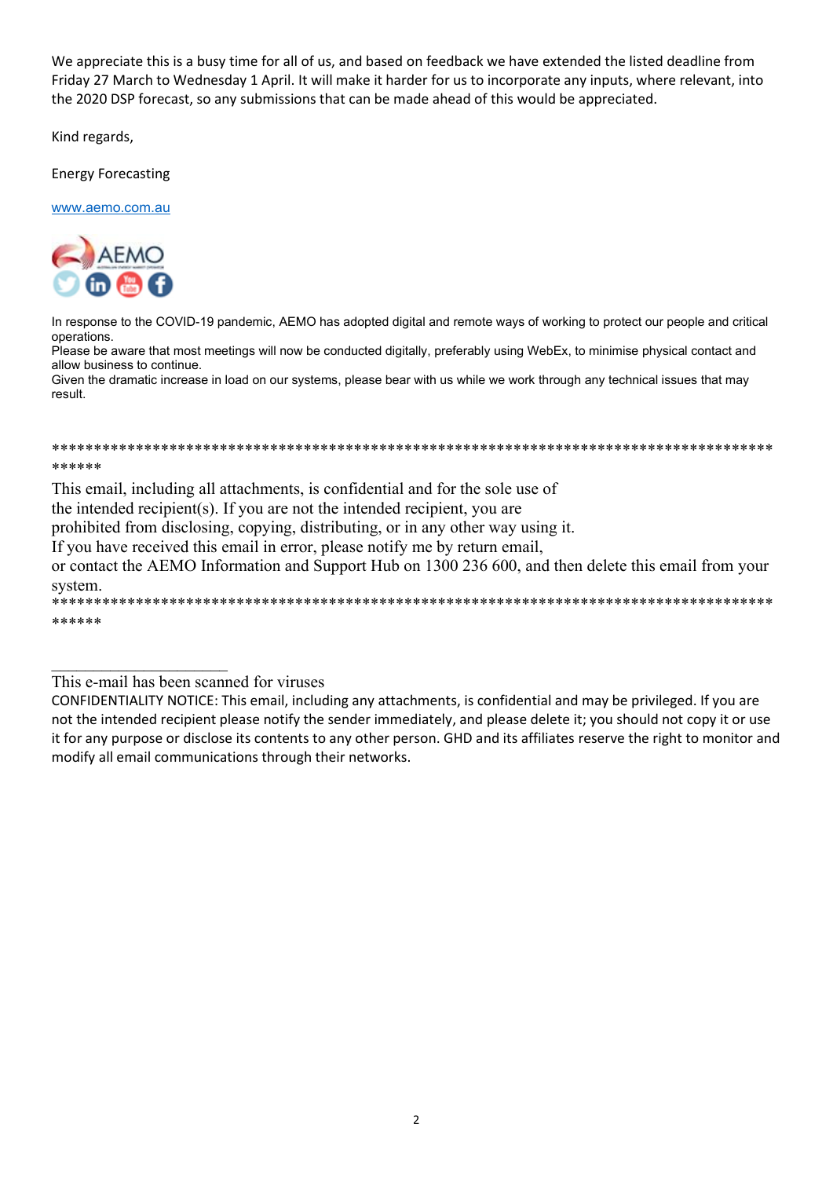We appreciate this is a busy time for all of us, and based on feedback we have extended the listed deadline from Friday 27 March to Wednesday 1 April. It will make it harder for us to incorporate any inputs, where relevant, into the 2020 DSP forecast, so any submissions that can be made ahead of this would be appreciated.

Kind regards,

Energy Forecasting

www.aemo.com.au

In response to the COVID-19 pandemic, AEMO has adopted digital and remote ways of working to protect our people and critical operations.
Please be aware that most meetings will now be conducted digitally, preferably using WebEx, to minimise physical contact and allow business to continue.
Given the dramatic increase in load on our systems, please bear with us while we work through any technical issues that may result.

******************************************************************************************

This email, including all attachments, is confidential and for the sole use of
the intended recipient(s). If you are not the intended recipient, you are
prohibited from disclosing, copying, distributing, or in any other way using it.
If you have received this email in error, please notify me by return email,
or contact the AEMO Information and Support Hub on 1300 236 600, and then delete this email from your system.

******************************************************************************************

______________________

This e-mail has been scanned for viruses

CONFIDENTIALITY NOTICE: This email, including any attachments, is confidential and may be privileged. If you are not the intended recipient please notify the sender immediately, and please delete it; you should not copy it or use it for any purpose or disclose its contents to any other person. GHD and its affiliates reserve the right to monitor and modify all email communications through their networks.